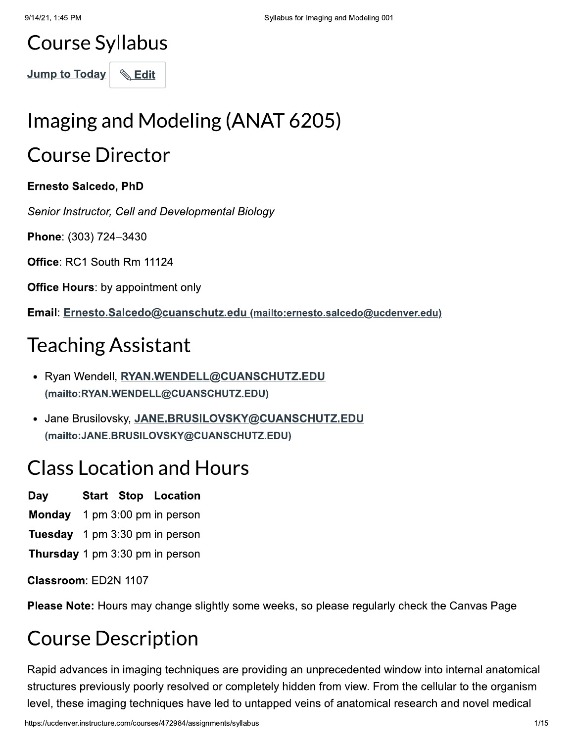# Course Syllabus

Jump to Today | Edit

# Imaging and Modeling (ANAT 6205)

# Course Director

**Ernesto Salcedo, PhD**

*Senior Instructor, Cell and Developmental Biology*

**Phone**: (303) 724–3430

**Office**: RC1 South Rm 11124

**Office Hours**: by appointment only

**Email**: Ernesto.Salcedo@cuanschutz.edu (mailto:ernesto.salcedo@ucdenver.edu)

# Teaching Assistant

- Ryan Wendell, RYAN.WENDELL@CUANSCHUTZ.EDU (mailto:RYAN.WENDELL@CUANSCHUTZ.EDU)
- Jane Brusilovsky, JANE.BRUSILOVSKY@CUANSCHUTZ.EDU (mailto:JANE.BRUSILOVSKY@CUANSCHUTZ.EDU)

# Class Location and Hours

| Day | Start | Stop | Location |
|---|---|---|---|
| **Monday** | 1 pm | 3:00 pm | in person |
| **Tuesday** | 1 pm | 3:30 pm | in person |
| **Thursday** | 1 pm | 3:30 pm | in person |

**Classroom**: ED2N 1107

**Please Note:** Hours may change slightly some weeks, so please regularly check the Canvas Page

# Course Description

Rapid advances in imaging techniques are providing an unprecedented window into internal anatomical structures previously poorly resolved or completely hidden from view. From the cellular to the organism level, these imaging techniques have led to untapped veins of anatomical research and novel medical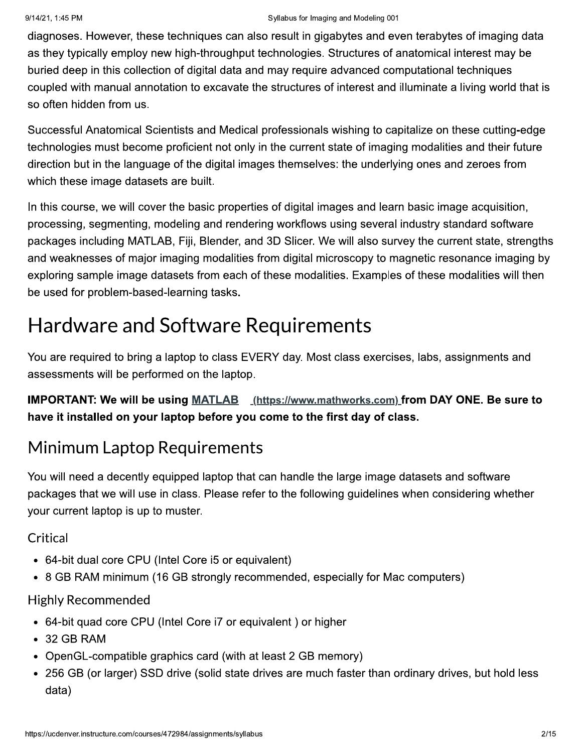diagnoses. However, these techniques can also result in gigabytes and even terabytes of imaging data as they typically employ new high-throughput technologies. Structures of anatomical interest may be buried deep in this collection of digital data and may require advanced computational techniques coupled with manual annotation to excavate the structures of interest and illuminate a living world that is so often hidden from us.

Successful Anatomical Scientists and Medical professionals wishing to capitalize on these cutting-edge technologies must become proficient not only in the current state of imaging modalities and their future direction but in the language of the digital images themselves: the underlying ones and zeroes from which these image datasets are built.

In this course, we will cover the basic properties of digital images and learn basic image acquisition, processing, segmenting, modeling and rendering workflows using several industry standard software packages including MATLAB, Fiji, Blender, and 3D Slicer. We will also survey the current state, strengths and weaknesses of major imaging modalities from digital microscopy to magnetic resonance imaging by exploring sample image datasets from each of these modalities. Examples of these modalities will then be used for problem-based-learning tasks.

# Hardware and Software Requirements

You are required to bring a laptop to class EVERY day. Most class exercises, labs, assignments and assessments will be performed on the laptop.

**IMPORTANT: We will be using [MATLAB (https://www.mathworks.com)](https://www.mathworks.com) from DAY ONE. Be sure to have it installed on your laptop before you come to the first day of class.**

## Minimum Laptop Requirements

You will need a decently equipped laptop that can handle the large image datasets and software packages that we will use in class. Please refer to the following guidelines when considering whether your current laptop is up to muster.

### Critical

- 64-bit dual core CPU (Intel Core i5 or equivalent)
- 8 GB RAM minimum (16 GB strongly recommended, especially for Mac computers)

### Highly Recommended

- 64-bit quad core CPU (Intel Core i7 or equivalent ) or higher
- 32 GB RAM
- OpenGL-compatible graphics card (with at least 2 GB memory)
- 256 GB (or larger) SSD drive (solid state drives are much faster than ordinary drives, but hold less data)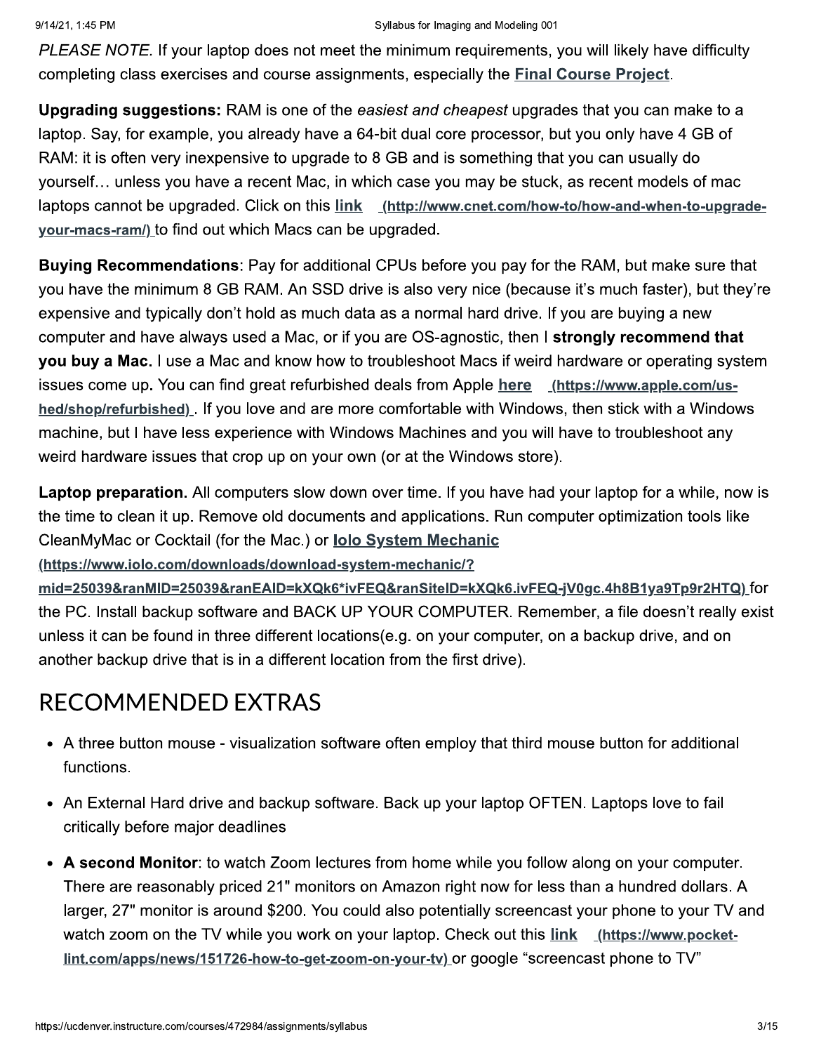*PLEASE NOTE.* If your laptop does not meet the minimum requirements, you will likely have difficulty completing class exercises and course assignments, especially the **Final Course Project**.

**Upgrading suggestions:** RAM is one of the *easiest and cheapest* upgrades that you can make to a laptop. Say, for example, you already have a 64-bit dual core processor, but you only have 4 GB of RAM: it is often very inexpensive to upgrade to 8 GB and is something that you can usually do yourself… unless you have a recent Mac, in which case you may be stuck, as recent models of mac laptops cannot be upgraded. Click on this **link** (http://www.cnet.com/how-to/how-and-when-to-upgrade-your-macs-ram/) to find out which Macs can be upgraded.

**Buying Recommendations**: Pay for additional CPUs before you pay for the RAM, but make sure that you have the minimum 8 GB RAM. An SSD drive is also very nice (because it's much faster), but they're expensive and typically don't hold as much data as a normal hard drive. If you are buying a new computer and have always used a Mac, or if you are OS-agnostic, then I **strongly recommend that you buy a Mac.** I use a Mac and know how to troubleshoot Macs if weird hardware or operating system issues come up. You can find great refurbished deals from Apple **here** (https://www.apple.com/us-hed/shop/refurbished). If you love and are more comfortable with Windows, then stick with a Windows machine, but I have less experience with Windows Machines and you will have to troubleshoot any weird hardware issues that crop up on your own (or at the Windows store).

**Laptop preparation.** All computers slow down over time. If you have had your laptop for a while, now is the time to clean it up. Remove old documents and applications. Run computer optimization tools like CleanMyMac or Cocktail (for the Mac.) or **Iolo System Mechanic** (https://www.iolo.com/downloads/download-system-mechanic/?mid=25039&ranMID=25039&ranEAID=kXQk6*ivFEQ&ranSiteID=kXQk6.ivFEQ-jV0gc.4h8B1ya9Tp9r2HTQ) for the PC. Install backup software and BACK UP YOUR COMPUTER. Remember, a file doesn't really exist unless it can be found in three different locations(e.g. on your computer, on a backup drive, and on another backup drive that is in a different location from the first drive).

## RECOMMENDED EXTRAS

- A three button mouse - visualization software often employ that third mouse button for additional functions.
- An External Hard drive and backup software. Back up your laptop OFTEN. Laptops love to fail critically before major deadlines
- **A second Monitor**: to watch Zoom lectures from home while you follow along on your computer. There are reasonably priced 21" monitors on Amazon right now for less than a hundred dollars. A larger, 27" monitor is around $200. You could also potentially screencast your phone to your TV and watch zoom on the TV while you work on your laptop. Check out this **link** (https://www.pocket-lint.com/apps/news/151726-how-to-get-zoom-on-your-tv) or google "screencast phone to TV"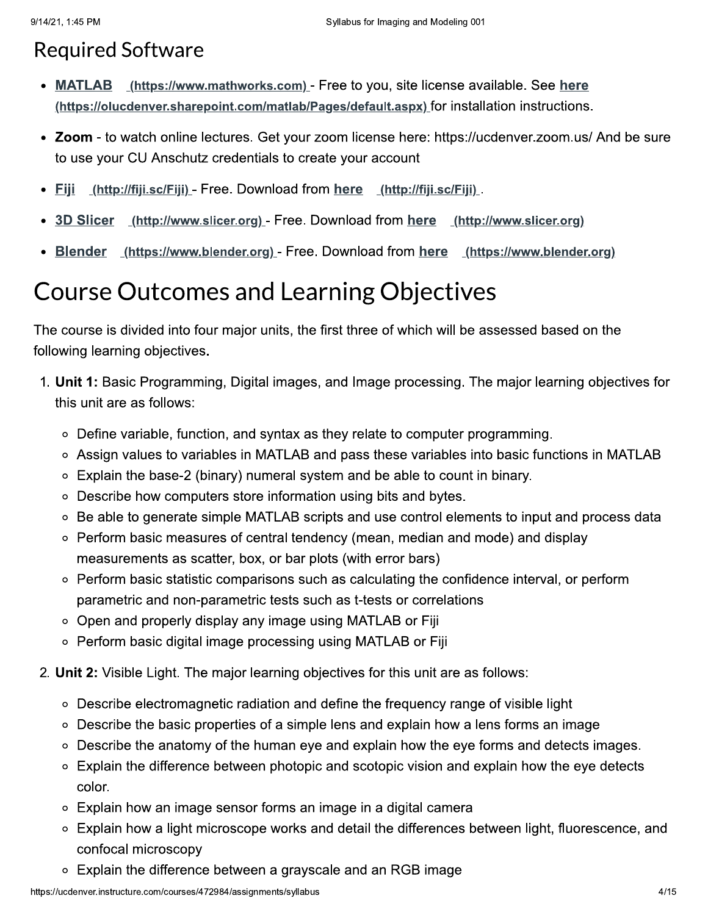## Required Software

- **MATLAB** (https://www.mathworks.com) - Free to you, site license available. See here (https://olucdenver.sharepoint.com/matlab/Pages/default.aspx) for installation instructions.
- **Zoom** - to watch online lectures. Get your zoom license here: https://ucdenver.zoom.us/ And be sure to use your CU Anschutz credentials to create your account
- **Fiji** (http://fiji.sc/Fiji) - Free. Download from here (http://fiji.sc/Fiji).
- **3D Slicer** (http://www.slicer.org) - Free. Download from here (http://www.slicer.org)
- **Blender** (https://www.blender.org) - Free. Download from here (https://www.blender.org)

# Course Outcomes and Learning Objectives

The course is divided into four major units, the first three of which will be assessed based on the following learning objectives.

1. **Unit 1:** Basic Programming, Digital images, and Image processing. The major learning objectives for this unit are as follows:
   - Define variable, function, and syntax as they relate to computer programming.
   - Assign values to variables in MATLAB and pass these variables into basic functions in MATLAB
   - Explain the base-2 (binary) numeral system and be able to count in binary.
   - Describe how computers store information using bits and bytes.
   - Be able to generate simple MATLAB scripts and use control elements to input and process data
   - Perform basic measures of central tendency (mean, median and mode) and display measurements as scatter, box, or bar plots (with error bars)
   - Perform basic statistic comparisons such as calculating the confidence interval, or perform parametric and non-parametric tests such as t-tests or correlations
   - Open and properly display any image using MATLAB or Fiji
   - Perform basic digital image processing using MATLAB or Fiji
2. **Unit 2:** Visible Light. The major learning objectives for this unit are as follows:
   - Describe electromagnetic radiation and define the frequency range of visible light
   - Describe the basic properties of a simple lens and explain how a lens forms an image
   - Describe the anatomy of the human eye and explain how the eye forms and detects images.
   - Explain the difference between photopic and scotopic vision and explain how the eye detects color.
   - Explain how an image sensor forms an image in a digital camera
   - Explain how a light microscope works and detail the differences between light, fluorescence, and confocal microscopy
   - Explain the difference between a grayscale and an RGB image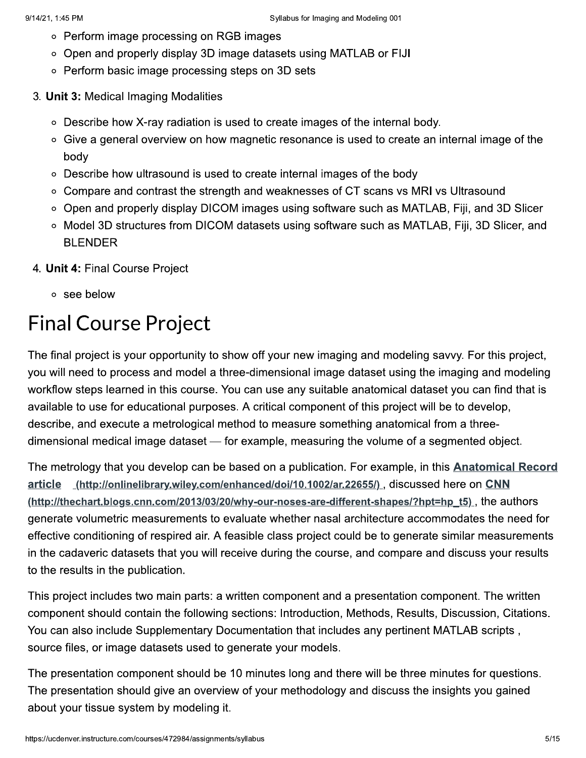- Perform image processing on RGB images
- Open and properly display 3D image datasets using MATLAB or FIJI
- Perform basic image processing steps on 3D sets

3. **Unit 3:** Medical Imaging Modalities
   - Describe how X-ray radiation is used to create images of the internal body.
   - Give a general overview on how magnetic resonance is used to create an internal image of the body
   - Describe how ultrasound is used to create internal images of the body
   - Compare and contrast the strength and weaknesses of CT scans vs MRI vs Ultrasound
   - Open and properly display DICOM images using software such as MATLAB, Fiji, and 3D Slicer
   - Model 3D structures from DICOM datasets using software such as MATLAB, Fiji, 3D Slicer, and BLENDER
4. **Unit 4:** Final Course Project
   - see below

# Final Course Project

The final project is your opportunity to show off your new imaging and modeling savvy. For this project, you will need to process and model a three-dimensional image dataset using the imaging and modeling workflow steps learned in this course. You can use any suitable anatomical dataset you can find that is available to use for educational purposes. A critical component of this project will be to develop, describe, and execute a metrological method to measure something anatomical from a three-dimensional medical image dataset — for example, measuring the volume of a segmented object.

The metrology that you develop can be based on a publication. For example, in this **Anatomical Record article** (http://onlinelibrary.wiley.com/enhanced/doi/10.1002/ar.22655/), discussed here on **CNN** (http://thechart.blogs.cnn.com/2013/03/20/why-our-noses-are-different-shapes/?hpt=hp_t5), the authors generate volumetric measurements to evaluate whether nasal architecture accommodates the need for effective conditioning of respired air. A feasible class project could be to generate similar measurements in the cadaveric datasets that you will receive during the course, and compare and discuss your results to the results in the publication.

This project includes two main parts: a written component and a presentation component. The written component should contain the following sections: Introduction, Methods, Results, Discussion, Citations. You can also include Supplementary Documentation that includes any pertinent MATLAB scripts , source files, or image datasets used to generate your models.

The presentation component should be 10 minutes long and there will be three minutes for questions. The presentation should give an overview of your methodology and discuss the insights you gained about your tissue system by modeling it.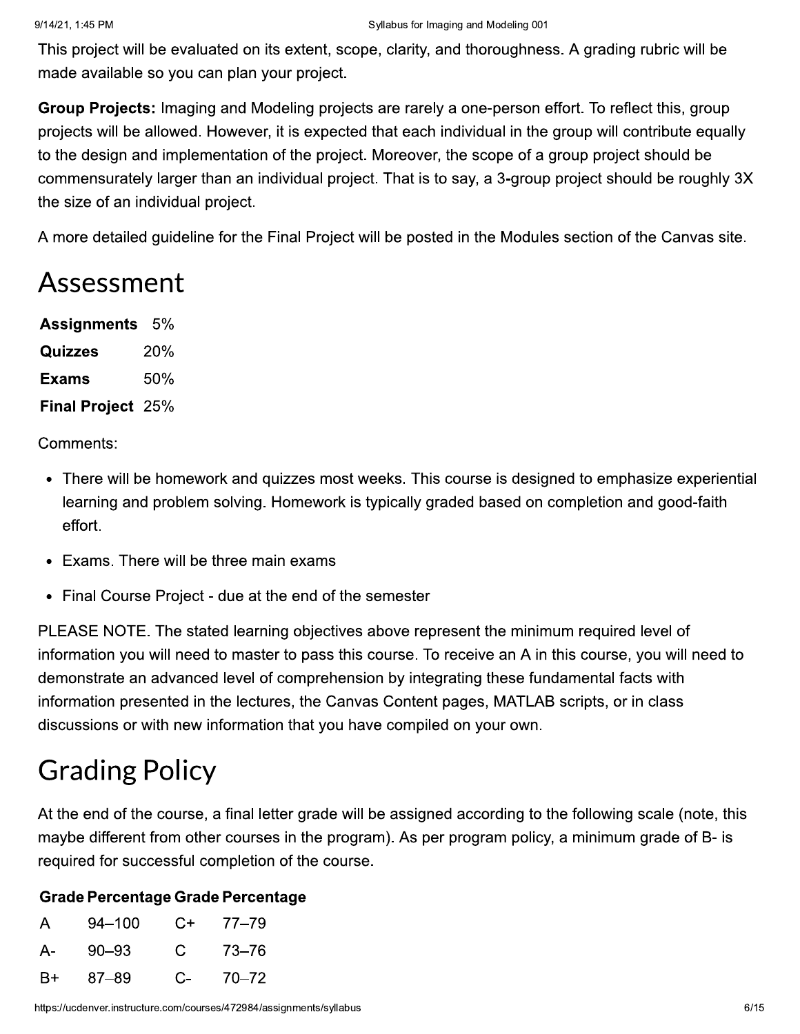This project will be evaluated on its extent, scope, clarity, and thoroughness. A grading rubric will be made available so you can plan your project.

**Group Projects:** Imaging and Modeling projects are rarely a one-person effort. To reflect this, group projects will be allowed. However, it is expected that each individual in the group will contribute equally to the design and implementation of the project. Moreover, the scope of a group project should be commensurately larger than an individual project. That is to say, a 3-group project should be roughly 3X the size of an individual project.

A more detailed guideline for the Final Project will be posted in the Modules section of the Canvas site.

# Assessment

| | |
|---|---|
| **Assignments** | 5% |
| **Quizzes** | 20% |
| **Exams** | 50% |
| **Final Project** | 25% |

Comments:

- There will be homework and quizzes most weeks. This course is designed to emphasize experiential learning and problem solving. Homework is typically graded based on completion and good-faith effort.
- Exams. There will be three main exams
- Final Course Project - due at the end of the semester

PLEASE NOTE. The stated learning objectives above represent the minimum required level of information you will need to master to pass this course. To receive an A in this course, you will need to demonstrate an advanced level of comprehension by integrating these fundamental facts with information presented in the lectures, the Canvas Content pages, MATLAB scripts, or in class discussions or with new information that you have compiled on your own.

# Grading Policy

At the end of the course, a final letter grade will be assigned according to the following scale (note, this maybe different from other courses in the program). As per program policy, a minimum grade of B- is required for successful completion of the course.

| Grade | Percentage | Grade | Percentage |
|---|---|---|---|
| A | 94–100 | C+ | 77–79 |
| A- | 90–93 | C | 73–76 |
| B+ | 87–89 | C- | 70–72 |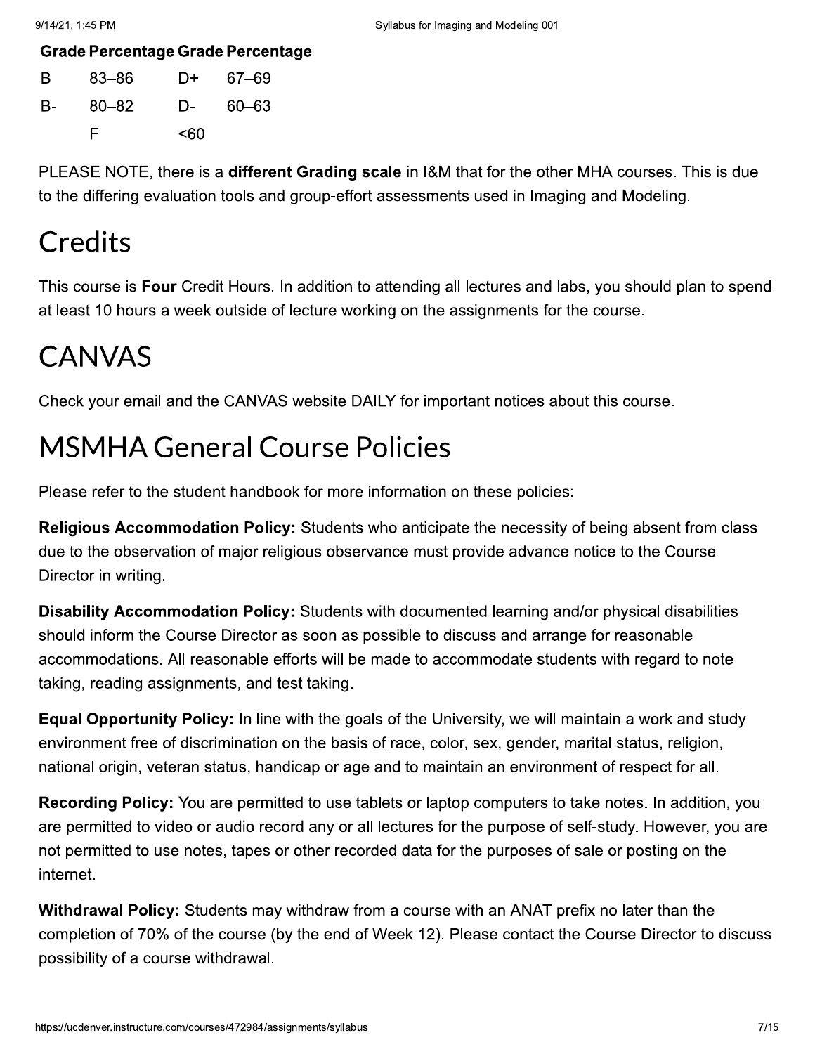| Grade | Percentage | Grade | Percentage |
|---|---|---|---|
| B | 83–86 | D+ | 67–69 |
| B- | 80–82 | D- | 60–63 |
| | F | <60 | |

PLEASE NOTE, there is a **different Grading scale** in I&M that for the other MHA courses. This is due to the differing evaluation tools and group-effort assessments used in Imaging and Modeling.

# Credits

This course is **Four** Credit Hours. In addition to attending all lectures and labs, you should plan to spend at least 10 hours a week outside of lecture working on the assignments for the course.

# CANVAS

Check your email and the CANVAS website DAILY for important notices about this course.

# MSMHA General Course Policies

Please refer to the student handbook for more information on these policies:

**Religious Accommodation Policy:** Students who anticipate the necessity of being absent from class due to the observation of major religious observance must provide advance notice to the Course Director in writing.

**Disability Accommodation Policy:** Students with documented learning and/or physical disabilities should inform the Course Director as soon as possible to discuss and arrange for reasonable accommodations**.** All reasonable efforts will be made to accommodate students with regard to note taking, reading assignments, and test taking**.**

**Equal Opportunity Policy:** In line with the goals of the University, we will maintain a work and study environment free of discrimination on the basis of race, color, sex, gender, marital status, religion, national origin, veteran status, handicap or age and to maintain an environment of respect for all.

**Recording Policy:** You are permitted to use tablets or laptop computers to take notes. In addition, you are permitted to video or audio record any or all lectures for the purpose of self-study. However, you are not permitted to use notes, tapes or other recorded data for the purposes of sale or posting on the internet.

**Withdrawal Policy:** Students may withdraw from a course with an ANAT prefix no later than the completion of 70% of the course (by the end of Week 12). Please contact the Course Director to discuss possibility of a course withdrawal.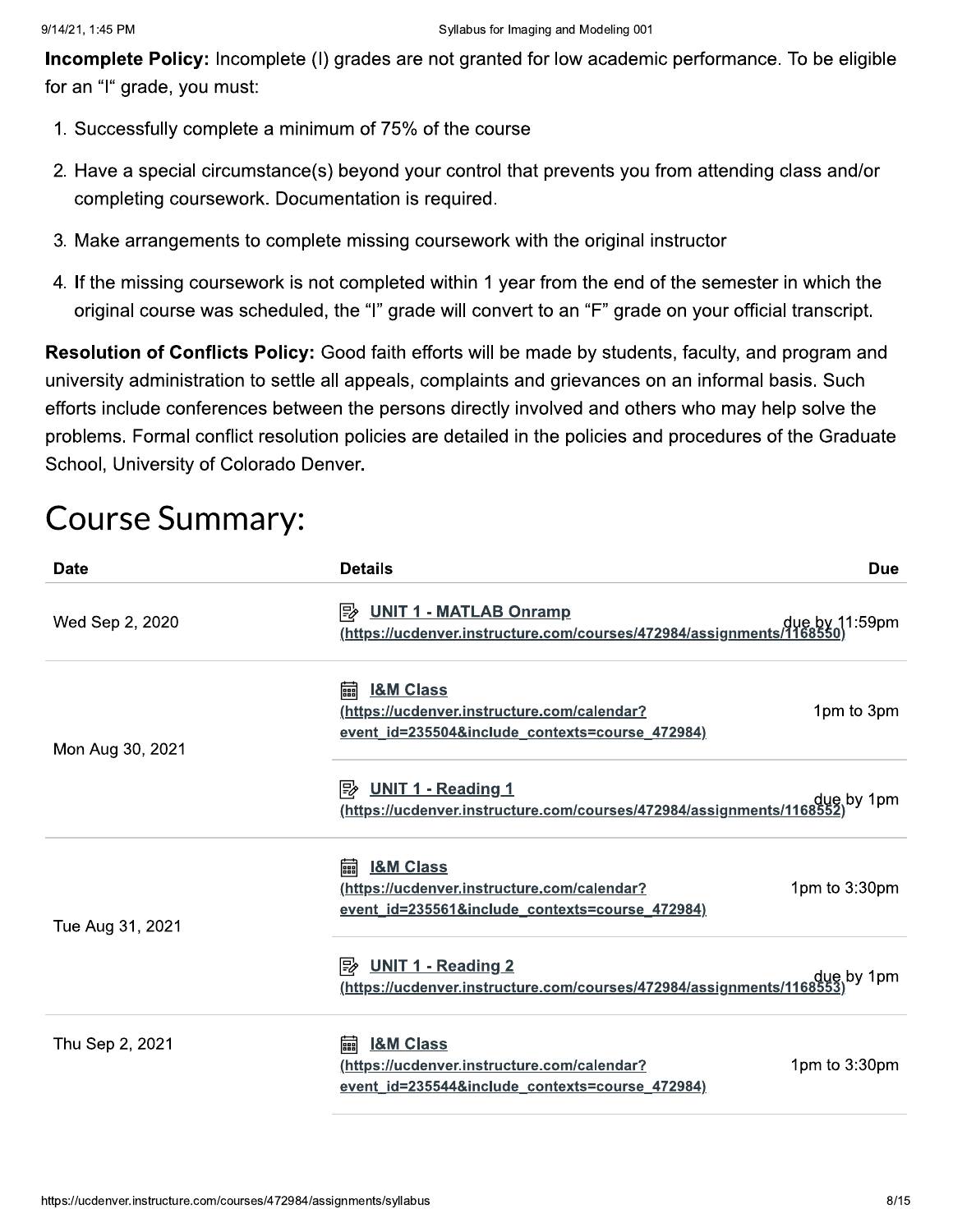**Incomplete Policy:** Incomplete (I) grades are not granted for low academic performance. To be eligible for an "I" grade, you must:

1. Successfully complete a minimum of 75% of the course
2. Have a special circumstance(s) beyond your control that prevents you from attending class and/or completing coursework. Documentation is required.
3. Make arrangements to complete missing coursework with the original instructor
4. If the missing coursework is not completed within 1 year from the end of the semester in which the original course was scheduled, the "I" grade will convert to an "F" grade on your official transcript.

**Resolution of Conflicts Policy:** Good faith efforts will be made by students, faculty, and program and university administration to settle all appeals, complaints and grievances on an informal basis. Such efforts include conferences between the persons directly involved and others who may help solve the problems. Formal conflict resolution policies are detailed in the policies and procedures of the Graduate School, University of Colorado Denver.

# Course Summary:

| Date | Details | Due |
|---|---|---|
| Wed Sep 2, 2020 | UNIT 1 - MATLAB Onramp (https://ucdenver.instructure.com/courses/472984/assignments/1168550) | due by 11:59pm |
| Mon Aug 30, 2021 | I&M Class (https://ucdenver.instructure.com/calendar?event_id=235504&include_contexts=course_472984) | 1pm to 3pm |
| | UNIT 1 - Reading 1 (https://ucdenver.instructure.com/courses/472984/assignments/1168552) | due by 1pm |
| Tue Aug 31, 2021 | I&M Class (https://ucdenver.instructure.com/calendar?event_id=235561&include_contexts=course_472984) | 1pm to 3:30pm |
| | UNIT 1 - Reading 2 (https://ucdenver.instructure.com/courses/472984/assignments/1168553) | due by 1pm |
| Thu Sep 2, 2021 | I&M Class (https://ucdenver.instructure.com/calendar?event_id=235544&include_contexts=course_472984) | 1pm to 3:30pm |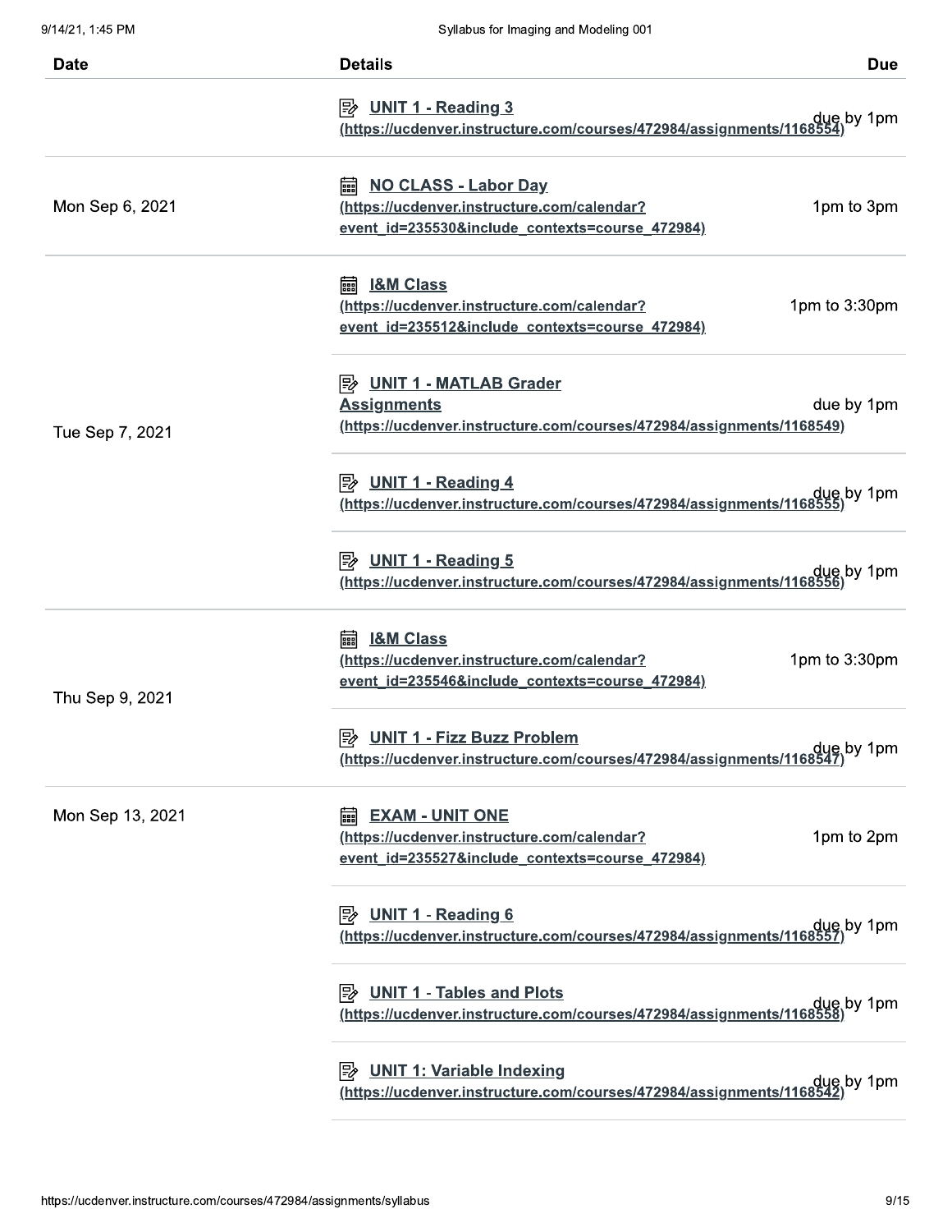| Date | Details | Due |
| --- | --- | --- |
| | UNIT 1 - Reading 3 (https://ucdenver.instructure.com/courses/472984/assignments/1168554) | due by 1pm |
| Mon Sep 6, 2021 | NO CLASS - Labor Day (https://ucdenver.instructure.com/calendar?event_id=235530&include_contexts=course_472984) | 1pm to 3pm |
| Tue Sep 7, 2021 | I&M Class (https://ucdenver.instructure.com/calendar?event_id=235512&include_contexts=course_472984) | 1pm to 3:30pm |
| | UNIT 1 - MATLAB Grader Assignments (https://ucdenver.instructure.com/courses/472984/assignments/1168549) | due by 1pm |
| | UNIT 1 - Reading 4 (https://ucdenver.instructure.com/courses/472984/assignments/1168555) | due by 1pm |
| | UNIT 1 - Reading 5 (https://ucdenver.instructure.com/courses/472984/assignments/1168556) | due by 1pm |
| Thu Sep 9, 2021 | I&M Class (https://ucdenver.instructure.com/calendar?event_id=235546&include_contexts=course_472984) | 1pm to 3:30pm |
| | UNIT 1 - Fizz Buzz Problem (https://ucdenver.instructure.com/courses/472984/assignments/1168547) | due by 1pm |
| Mon Sep 13, 2021 | EXAM - UNIT ONE (https://ucdenver.instructure.com/calendar?event_id=235527&include_contexts=course_472984) | 1pm to 2pm |
| | UNIT 1 - Reading 6 (https://ucdenver.instructure.com/courses/472984/assignments/1168557) | due by 1pm |
| | UNIT 1 - Tables and Plots (https://ucdenver.instructure.com/courses/472984/assignments/1168558) | due by 1pm |
| | UNIT 1: Variable Indexing (https://ucdenver.instructure.com/courses/472984/assignments/1168542) | due by 1pm |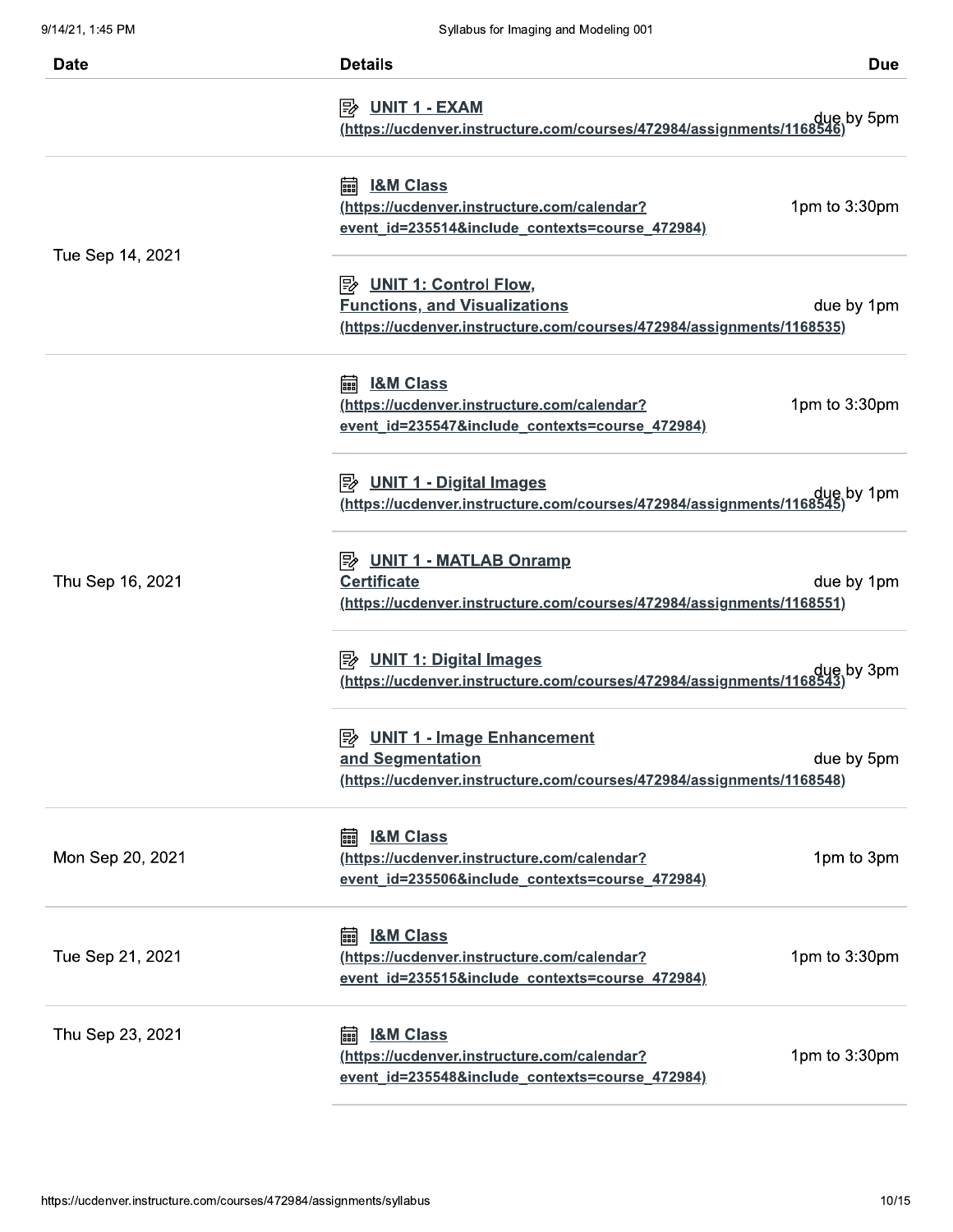| Date | Details | Due |
| --- | --- | --- |
| | **UNIT 1 - EXAM** (https://ucdenver.instructure.com/courses/472984/assignments/1168546) | due by 5pm |
| Tue Sep 14, 2021 | **I&M Class** (https://ucdenver.instructure.com/calendar?event_id=235514&include_contexts=course_472984) | 1pm to 3:30pm |
| | **UNIT 1: Control Flow, Functions, and Visualizations** (https://ucdenver.instructure.com/courses/472984/assignments/1168535) | due by 1pm |
| Thu Sep 16, 2021 | **I&M Class** (https://ucdenver.instructure.com/calendar?event_id=235547&include_contexts=course_472984) | 1pm to 3:30pm |
| | **UNIT 1 - Digital Images** (https://ucdenver.instructure.com/courses/472984/assignments/1168545) | due by 1pm |
| | **UNIT 1 - MATLAB Onramp Certificate** (https://ucdenver.instructure.com/courses/472984/assignments/1168551) | due by 1pm |
| | **UNIT 1: Digital Images** (https://ucdenver.instructure.com/courses/472984/assignments/1168543) | due by 3pm |
| | **UNIT 1 - Image Enhancement and Segmentation** (https://ucdenver.instructure.com/courses/472984/assignments/1168548) | due by 5pm |
| Mon Sep 20, 2021 | **I&M Class** (https://ucdenver.instructure.com/calendar?event_id=235506&include_contexts=course_472984) | 1pm to 3pm |
| Tue Sep 21, 2021 | **I&M Class** (https://ucdenver.instructure.com/calendar?event_id=235515&include_contexts=course_472984) | 1pm to 3:30pm |
| Thu Sep 23, 2021 | **I&M Class** (https://ucdenver.instructure.com/calendar?event_id=235548&include_contexts=course_472984) | 1pm to 3:30pm |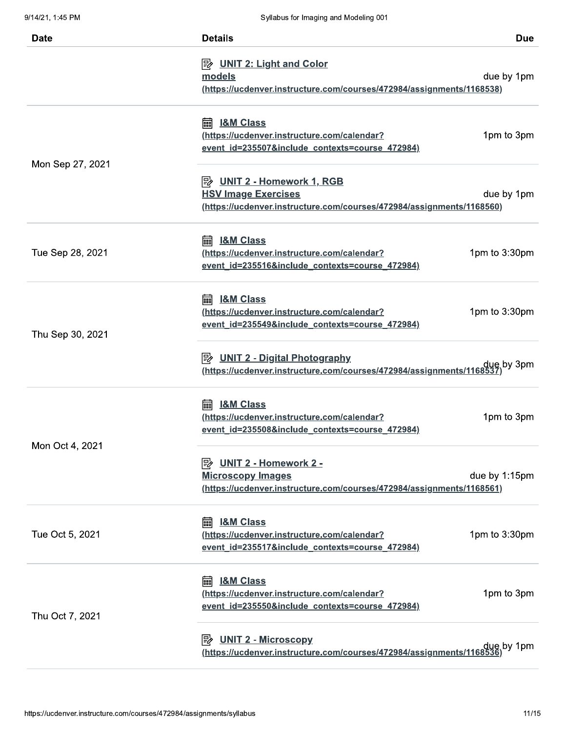| Date | Details | Due |
| --- | --- | --- |
| | UNIT 2: Light and Color models (https://ucdenver.instructure.com/courses/472984/assignments/1168538) | due by 1pm |
| Mon Sep 27, 2021 | I&M Class (https://ucdenver.instructure.com/calendar?event_id=235507&include_contexts=course_472984) | 1pm to 3pm |
| | UNIT 2 - Homework 1, RGB HSV Image Exercises (https://ucdenver.instructure.com/courses/472984/assignments/1168560) | due by 1pm |
| Tue Sep 28, 2021 | I&M Class (https://ucdenver.instructure.com/calendar?event_id=235516&include_contexts=course_472984) | 1pm to 3:30pm |
| Thu Sep 30, 2021 | I&M Class (https://ucdenver.instructure.com/calendar?event_id=235549&include_contexts=course_472984) | 1pm to 3:30pm |
| | UNIT 2 - Digital Photography (https://ucdenver.instructure.com/courses/472984/assignments/1168537) | due by 3pm |
| Mon Oct 4, 2021 | I&M Class (https://ucdenver.instructure.com/calendar?event_id=235508&include_contexts=course_472984) | 1pm to 3pm |
| | UNIT 2 - Homework 2 - Microscopy Images (https://ucdenver.instructure.com/courses/472984/assignments/1168561) | due by 1:15pm |
| Tue Oct 5, 2021 | I&M Class (https://ucdenver.instructure.com/calendar?event_id=235517&include_contexts=course_472984) | 1pm to 3:30pm |
| Thu Oct 7, 2021 | I&M Class (https://ucdenver.instructure.com/calendar?event_id=235550&include_contexts=course_472984) | 1pm to 3pm |
| | UNIT 2 - Microscopy (https://ucdenver.instructure.com/courses/472984/assignments/1168536) | due by 1pm |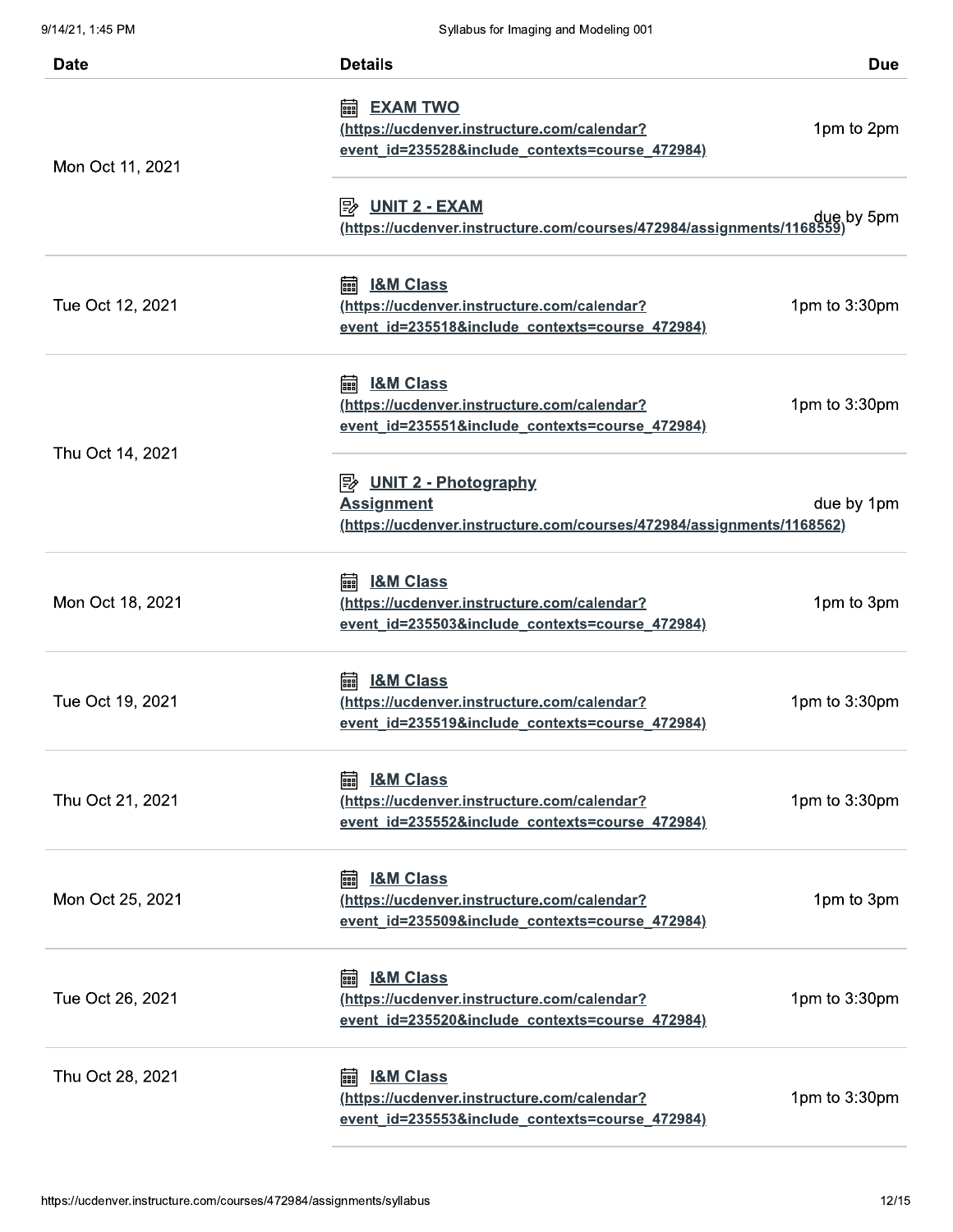| Date | Details | Due |
|---|---|---|
| Mon Oct 11, 2021 | EXAM TWO (https://ucdenver.instructure.com/calendar?event_id=235528&include_contexts=course_472984) | 1pm to 2pm |
| | UNIT 2 - EXAM (https://ucdenver.instructure.com/courses/472984/assignments/1168559) | due by 5pm |
| Tue Oct 12, 2021 | I&M Class (https://ucdenver.instructure.com/calendar?event_id=235518&include_contexts=course_472984) | 1pm to 3:30pm |
| Thu Oct 14, 2021 | I&M Class (https://ucdenver.instructure.com/calendar?event_id=235551&include_contexts=course_472984) | 1pm to 3:30pm |
| | UNIT 2 - Photography Assignment (https://ucdenver.instructure.com/courses/472984/assignments/1168562) | due by 1pm |
| Mon Oct 18, 2021 | I&M Class (https://ucdenver.instructure.com/calendar?event_id=235503&include_contexts=course_472984) | 1pm to 3pm |
| Tue Oct 19, 2021 | I&M Class (https://ucdenver.instructure.com/calendar?event_id=235519&include_contexts=course_472984) | 1pm to 3:30pm |
| Thu Oct 21, 2021 | I&M Class (https://ucdenver.instructure.com/calendar?event_id=235552&include_contexts=course_472984) | 1pm to 3:30pm |
| Mon Oct 25, 2021 | I&M Class (https://ucdenver.instructure.com/calendar?event_id=235509&include_contexts=course_472984) | 1pm to 3pm |
| Tue Oct 26, 2021 | I&M Class (https://ucdenver.instructure.com/calendar?event_id=235520&include_contexts=course_472984) | 1pm to 3:30pm |
| Thu Oct 28, 2021 | I&M Class (https://ucdenver.instructure.com/calendar?event_id=235553&include_contexts=course_472984) | 1pm to 3:30pm |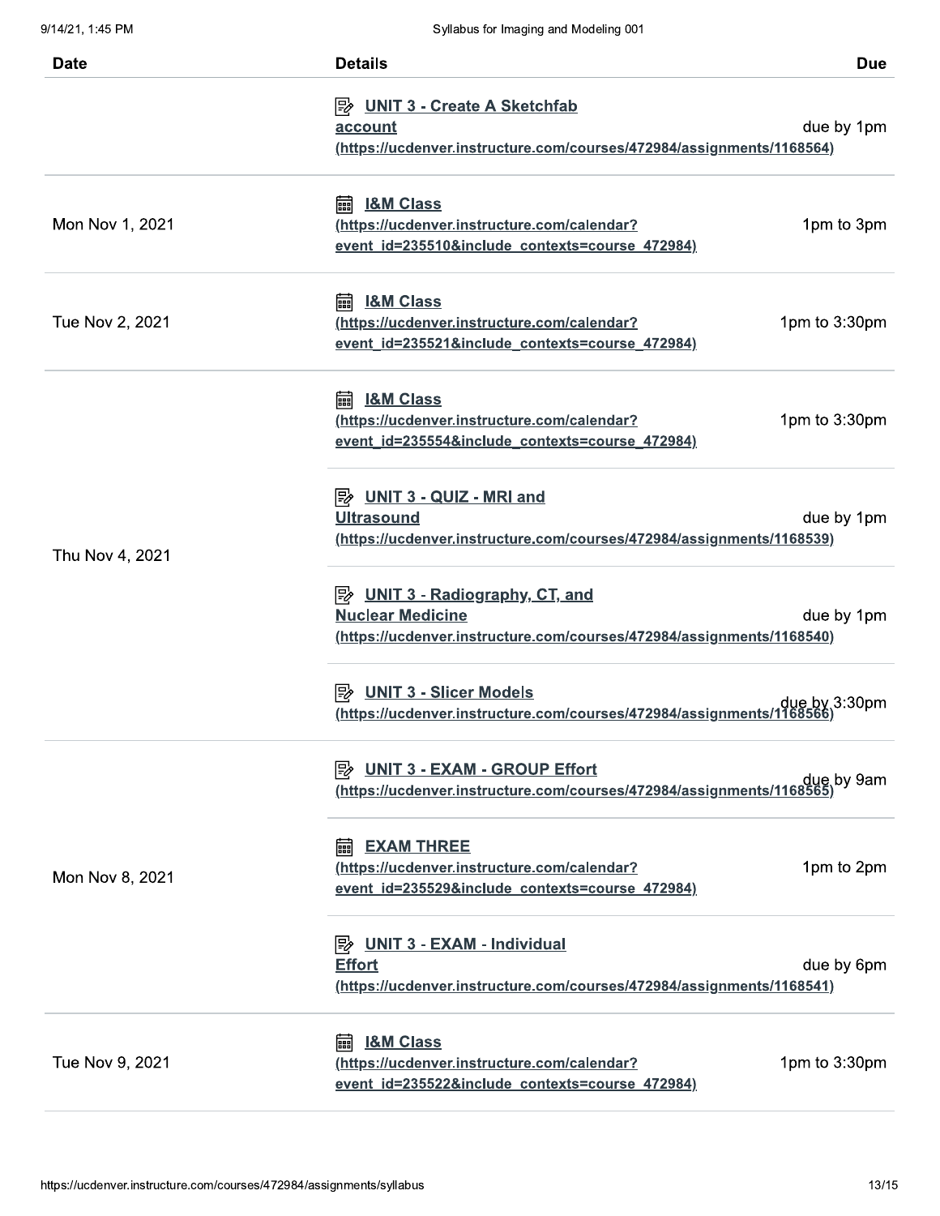| Date | Details | Due |
| --- | --- | --- |
| | UNIT 3 - Create A Sketchfab account (https://ucdenver.instructure.com/courses/472984/assignments/1168564) | due by 1pm |
| Mon Nov 1, 2021 | I&M Class (https://ucdenver.instructure.com/calendar?event_id=235510&include_contexts=course_472984) | 1pm to 3pm |
| Tue Nov 2, 2021 | I&M Class (https://ucdenver.instructure.com/calendar?event_id=235521&include_contexts=course_472984) | 1pm to 3:30pm |
| Thu Nov 4, 2021 | I&M Class (https://ucdenver.instructure.com/calendar?event_id=235554&include_contexts=course_472984) | 1pm to 3:30pm |
| | UNIT 3 - QUIZ - MRI and Ultrasound (https://ucdenver.instructure.com/courses/472984/assignments/1168539) | due by 1pm |
| | UNIT 3 - Radiography, CT, and Nuclear Medicine (https://ucdenver.instructure.com/courses/472984/assignments/1168540) | due by 1pm |
| | UNIT 3 - Slicer Models (https://ucdenver.instructure.com/courses/472984/assignments/1168566) | due by 3:30pm |
| Mon Nov 8, 2021 | UNIT 3 - EXAM - GROUP Effort (https://ucdenver.instructure.com/courses/472984/assignments/1168565) | due by 9am |
| | EXAM THREE (https://ucdenver.instructure.com/calendar?event_id=235529&include_contexts=course_472984) | 1pm to 2pm |
| | UNIT 3 - EXAM - Individual Effort (https://ucdenver.instructure.com/courses/472984/assignments/1168541) | due by 6pm |
| Tue Nov 9, 2021 | I&M Class (https://ucdenver.instructure.com/calendar?event_id=235522&include_contexts=course_472984) | 1pm to 3:30pm |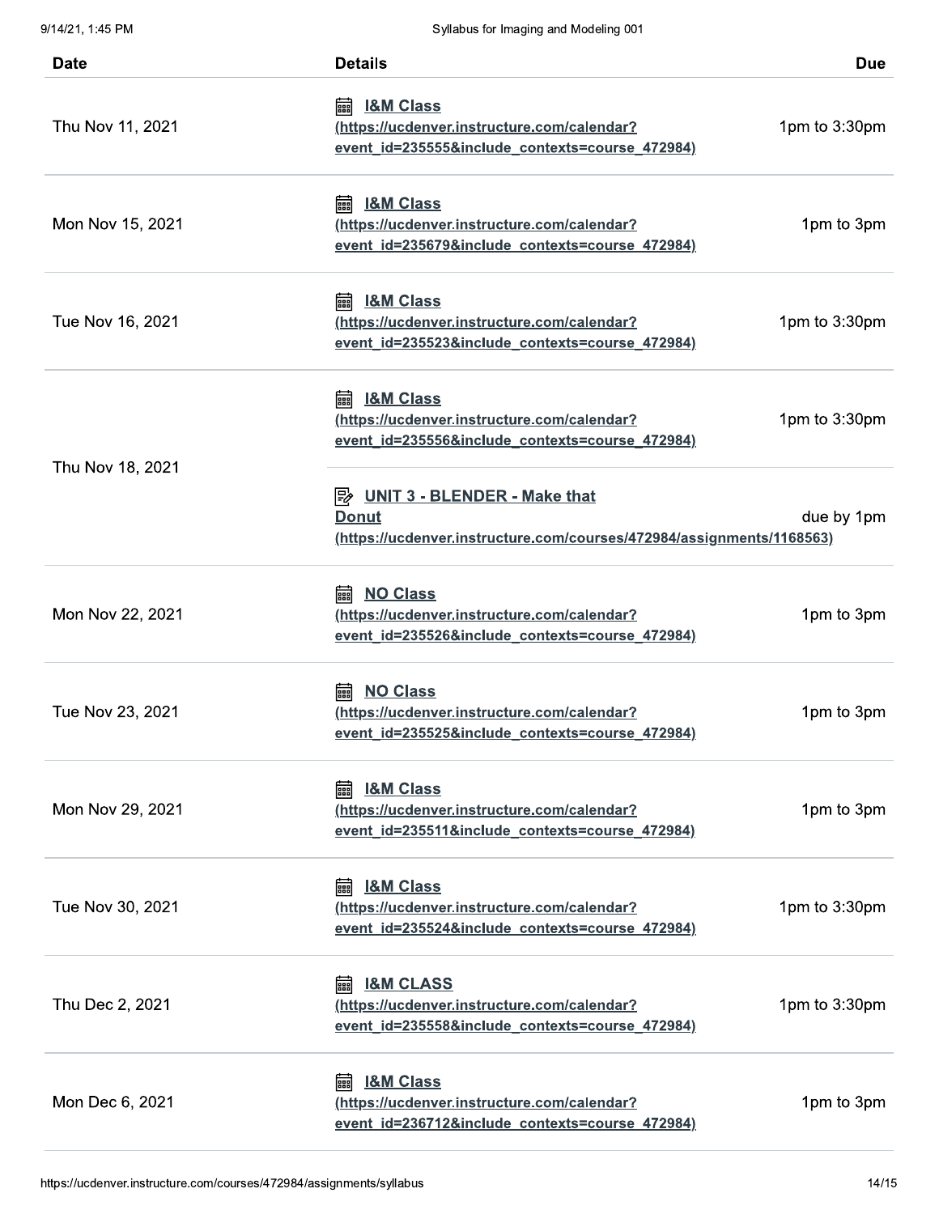| Date | Details | Due |
|---|---|---|
| Thu Nov 11, 2021 | I&M Class (https://ucdenver.instructure.com/calendar?event_id=235555&include_contexts=course_472984) | 1pm to 3:30pm |
| Mon Nov 15, 2021 | I&M Class (https://ucdenver.instructure.com/calendar?event_id=235679&include_contexts=course_472984) | 1pm to 3pm |
| Tue Nov 16, 2021 | I&M Class (https://ucdenver.instructure.com/calendar?event_id=235523&include_contexts=course_472984) | 1pm to 3:30pm |
| Thu Nov 18, 2021 | I&M Class (https://ucdenver.instructure.com/calendar?event_id=235556&include_contexts=course_472984) | 1pm to 3:30pm |
| | UNIT 3 - BLENDER - Make that Donut (https://ucdenver.instructure.com/courses/472984/assignments/1168563) | due by 1pm |
| Mon Nov 22, 2021 | NO Class (https://ucdenver.instructure.com/calendar?event_id=235526&include_contexts=course_472984) | 1pm to 3pm |
| Tue Nov 23, 2021 | NO Class (https://ucdenver.instructure.com/calendar?event_id=235525&include_contexts=course_472984) | 1pm to 3pm |
| Mon Nov 29, 2021 | I&M Class (https://ucdenver.instructure.com/calendar?event_id=235511&include_contexts=course_472984) | 1pm to 3pm |
| Tue Nov 30, 2021 | I&M Class (https://ucdenver.instructure.com/calendar?event_id=235524&include_contexts=course_472984) | 1pm to 3:30pm |
| Thu Dec 2, 2021 | I&M CLASS (https://ucdenver.instructure.com/calendar?event_id=235558&include_contexts=course_472984) | 1pm to 3:30pm |
| Mon Dec 6, 2021 | I&M Class (https://ucdenver.instructure.com/calendar?event_id=236712&include_contexts=course_472984) | 1pm to 3pm |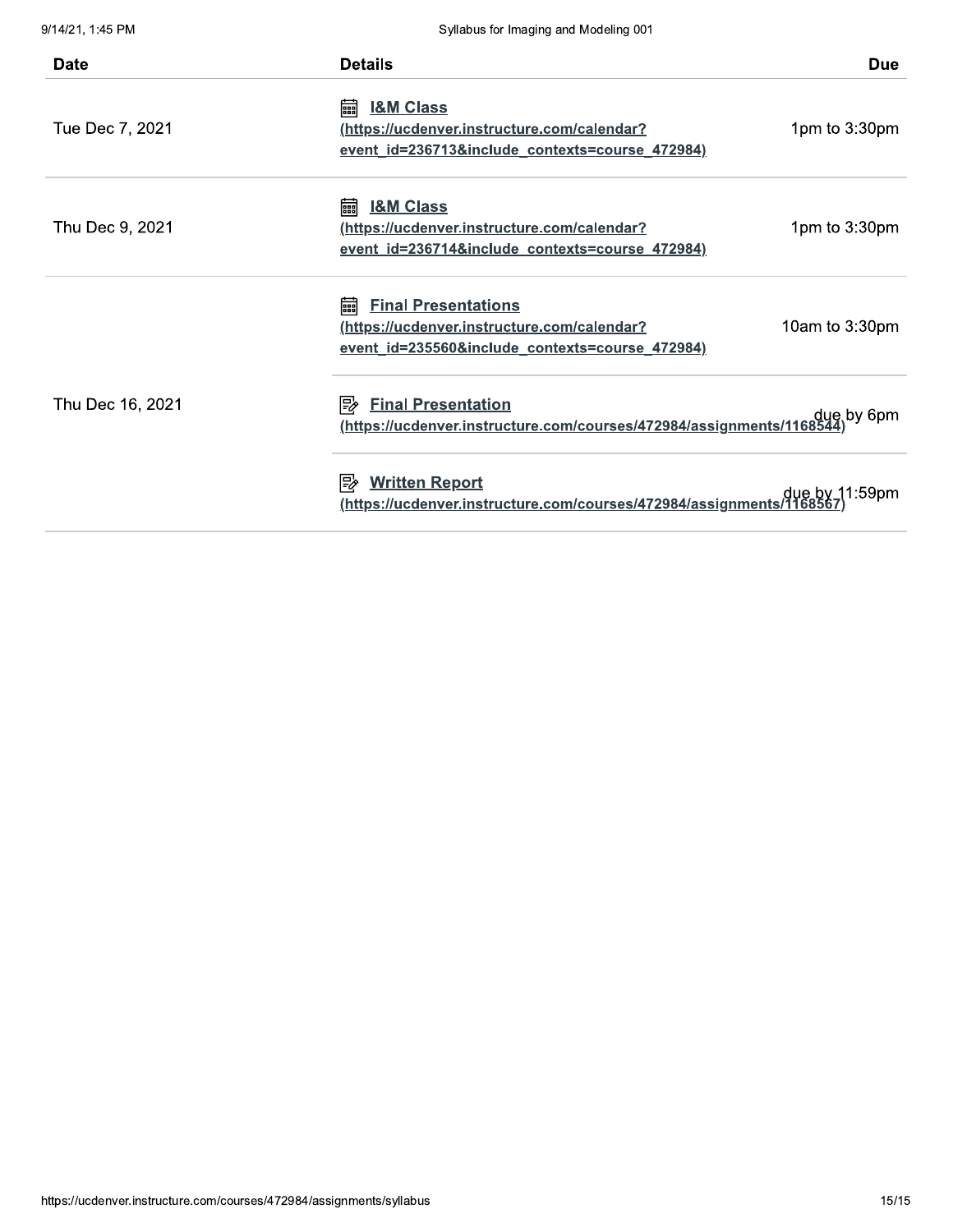| Date | Details | Due |
| --- | --- | --- |
| Tue Dec 7, 2021 | **I&M Class** (https://ucdenver.instructure.com/calendar?event_id=236713&include_contexts=course_472984) | 1pm to 3:30pm |
| Thu Dec 9, 2021 | **I&M Class** (https://ucdenver.instructure.com/calendar?event_id=236714&include_contexts=course_472984) | 1pm to 3:30pm |
| Thu Dec 16, 2021 | **Final Presentations** (https://ucdenver.instructure.com/calendar?event_id=235560&include_contexts=course_472984) | 10am to 3:30pm |
| | **Final Presentation** (https://ucdenver.instructure.com/courses/472984/assignments/1168544) | due by 6pm |
| | **Written Report** (https://ucdenver.instructure.com/courses/472984/assignments/1168567) | due by 11:59pm |